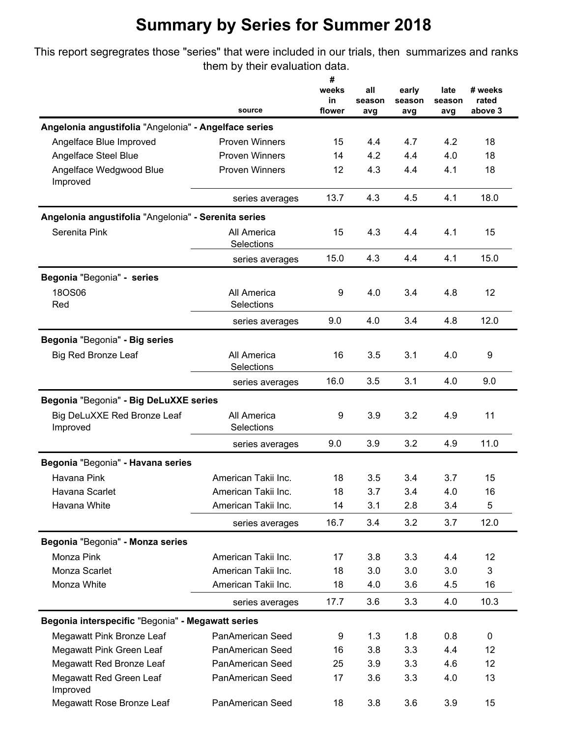# Summary by Series for Summer 2018

This report segregrates those "series" that were included in our trials, then summarizes and ranks them by their evaluation data.

| | source | # weeks in flower | all season avg | early season avg | late season avg | # weeks rated above 3 |
|---|---|---|---|---|---|---|
| **Angelonia angustifolia** "Angelonia" **- Angelface series** | | | | | | |
| Angelface Blue Improved | Proven Winners | 15 | 4.4 | 4.7 | 4.2 | 18 |
| Angelface Steel Blue | Proven Winners | 14 | 4.2 | 4.4 | 4.0 | 18 |
| Angelface Wedgwood Blue Improved | Proven Winners | 12 | 4.3 | 4.4 | 4.1 | 18 |
| | series averages | 13.7 | 4.3 | 4.5 | 4.1 | 18.0 |
| **Angelonia angustifolia** "Angelonia" **- Serenita series** | | | | | | |
| Serenita Pink | All America Selections | 15 | 4.3 | 4.4 | 4.1 | 15 |
| | series averages | 15.0 | 4.3 | 4.4 | 4.1 | 15.0 |
| **Begonia** "Begonia" **- series** | | | | | | |
| 18OS06 Red | All America Selections | 9 | 4.0 | 3.4 | 4.8 | 12 |
| | series averages | 9.0 | 4.0 | 3.4 | 4.8 | 12.0 |
| **Begonia** "Begonia" **- Big series** | | | | | | |
| Big Red Bronze Leaf | All America Selections | 16 | 3.5 | 3.1 | 4.0 | 9 |
| | series averages | 16.0 | 3.5 | 3.1 | 4.0 | 9.0 |
| **Begonia** "Begonia" **- Big DeLuXXE series** | | | | | | |
| Big DeLuXXE Red Bronze Leaf Improved | All America Selections | 9 | 3.9 | 3.2 | 4.9 | 11 |
| | series averages | 9.0 | 3.9 | 3.2 | 4.9 | 11.0 |
| **Begonia** "Begonia" **- Havana series** | | | | | | |
| Havana Pink | American Takii Inc. | 18 | 3.5 | 3.4 | 3.7 | 15 |
| Havana Scarlet | American Takii Inc. | 18 | 3.7 | 3.4 | 4.0 | 16 |
| Havana White | American Takii Inc. | 14 | 3.1 | 2.8 | 3.4 | 5 |
| | series averages | 16.7 | 3.4 | 3.2 | 3.7 | 12.0 |
| **Begonia** "Begonia" **- Monza series** | | | | | | |
| Monza Pink | American Takii Inc. | 17 | 3.8 | 3.3 | 4.4 | 12 |
| Monza Scarlet | American Takii Inc. | 18 | 3.0 | 3.0 | 3.0 | 3 |
| Monza White | American Takii Inc. | 18 | 4.0 | 3.6 | 4.5 | 16 |
| | series averages | 17.7 | 3.6 | 3.3 | 4.0 | 10.3 |
| **Begonia interspecific** "Begonia" **- Megawatt series** | | | | | | |
| Megawatt Pink Bronze Leaf | PanAmerican Seed | 9 | 1.3 | 1.8 | 0.8 | 0 |
| Megawatt Pink Green Leaf | PanAmerican Seed | 16 | 3.8 | 3.3 | 4.4 | 12 |
| Megawatt Red Bronze Leaf | PanAmerican Seed | 25 | 3.9 | 3.3 | 4.6 | 12 |
| Megawatt Red Green Leaf Improved | PanAmerican Seed | 17 | 3.6 | 3.3 | 4.0 | 13 |
| Megawatt Rose Bronze Leaf | PanAmerican Seed | 18 | 3.8 | 3.6 | 3.9 | 15 |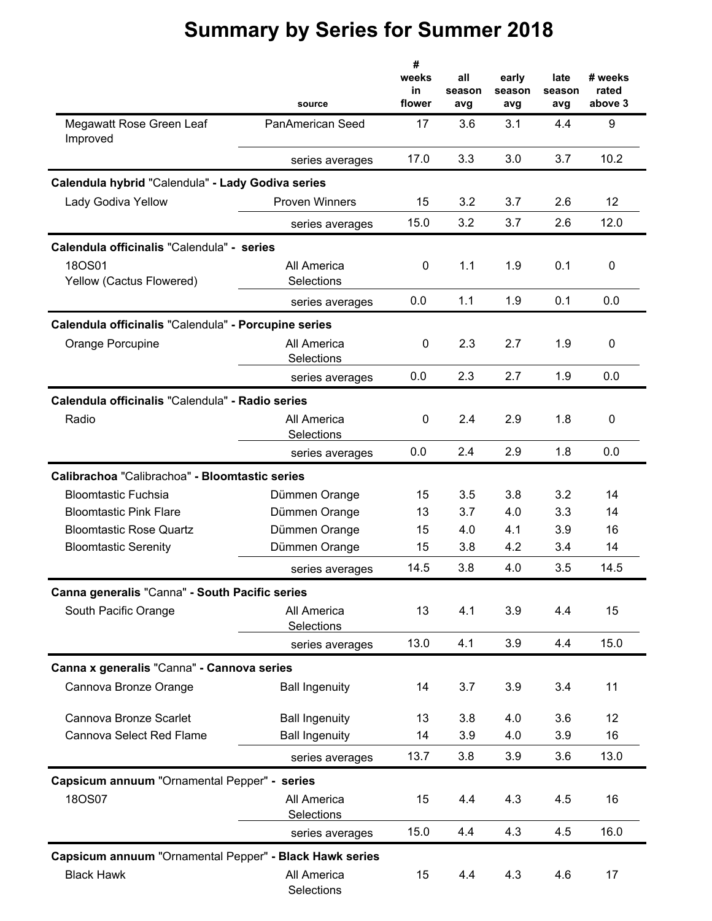# Summary by Series for Summer 2018

| | source | # weeks in flower | all season avg | early season avg | late season avg | # weeks rated above 3 |
|---|---|---|---|---|---|---|
| Megawatt Rose Green Leaf Improved | PanAmerican Seed | 17 | 3.6 | 3.1 | 4.4 | 9 |
| | series averages | 17.0 | 3.3 | 3.0 | 3.7 | 10.2 |
| **Calendula hybrid** "Calendula" **- Lady Godiva series** | | | | | | |
| Lady Godiva Yellow | Proven Winners | 15 | 3.2 | 3.7 | 2.6 | 12 |
| | series averages | 15.0 | 3.2 | 3.7 | 2.6 | 12.0 |
| **Calendula officinalis** "Calendula" **- series** | | | | | | |
| 18OS01 Yellow (Cactus Flowered) | All America Selections | 0 | 1.1 | 1.9 | 0.1 | 0 |
| | series averages | 0.0 | 1.1 | 1.9 | 0.1 | 0.0 |
| **Calendula officinalis** "Calendula" **- Porcupine series** | | | | | | |
| Orange Porcupine | All America Selections | 0 | 2.3 | 2.7 | 1.9 | 0 |
| | series averages | 0.0 | 2.3 | 2.7 | 1.9 | 0.0 |
| **Calendula officinalis** "Calendula" **- Radio series** | | | | | | |
| Radio | All America Selections | 0 | 2.4 | 2.9 | 1.8 | 0 |
| | series averages | 0.0 | 2.4 | 2.9 | 1.8 | 0.0 |
| **Calibrachoa** "Calibrachoa" **- Bloomtastic series** | | | | | | |
| Bloomtastic Fuchsia | Dümmen Orange | 15 | 3.5 | 3.8 | 3.2 | 14 |
| Bloomtastic Pink Flare | Dümmen Orange | 13 | 3.7 | 4.0 | 3.3 | 14 |
| Bloomtastic Rose Quartz | Dümmen Orange | 15 | 4.0 | 4.1 | 3.9 | 16 |
| Bloomtastic Serenity | Dümmen Orange | 15 | 3.8 | 4.2 | 3.4 | 14 |
| | series averages | 14.5 | 3.8 | 4.0 | 3.5 | 14.5 |
| **Canna generalis** "Canna" **- South Pacific series** | | | | | | |
| South Pacific Orange | All America Selections | 13 | 4.1 | 3.9 | 4.4 | 15 |
| | series averages | 13.0 | 4.1 | 3.9 | 4.4 | 15.0 |
| **Canna x generalis** "Canna" **- Cannova series** | | | | | | |
| Cannova Bronze Orange | Ball Ingenuity | 14 | 3.7 | 3.9 | 3.4 | 11 |
| Cannova Bronze Scarlet | Ball Ingenuity | 13 | 3.8 | 4.0 | 3.6 | 12 |
| Cannova Select Red Flame | Ball Ingenuity | 14 | 3.9 | 4.0 | 3.9 | 16 |
| | series averages | 13.7 | 3.8 | 3.9 | 3.6 | 13.0 |
| **Capsicum annuum** "Ornamental Pepper" **- series** | | | | | | |
| 18OS07 | All America Selections | 15 | 4.4 | 4.3 | 4.5 | 16 |
| | series averages | 15.0 | 4.4 | 4.3 | 4.5 | 16.0 |
| **Capsicum annuum** "Ornamental Pepper" **- Black Hawk series** | | | | | | |
| Black Hawk | All America Selections | 15 | 4.4 | 4.3 | 4.6 | 17 |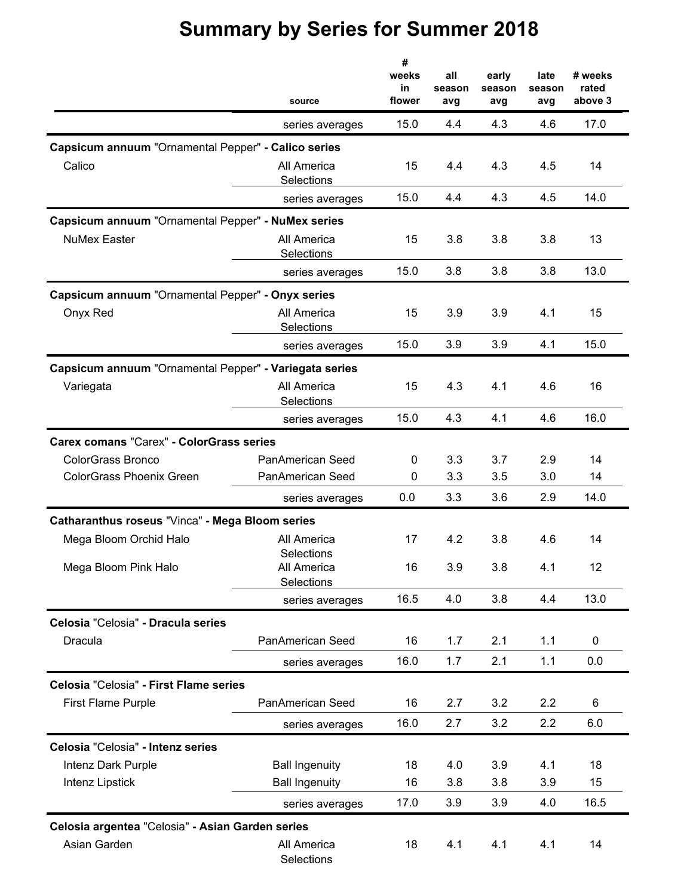# Summary by Series for Summer 2018

| | source | # weeks in flower | all season avg | early season avg | late season avg | # weeks rated above 3 |
|---|---|---|---|---|---|---|
| | series averages | 15.0 | 4.4 | 4.3 | 4.6 | 17.0 |
| **Capsicum annuum** "Ornamental Pepper" **- Calico series** | | | | | | |
| Calico | All America Selections | 15 | 4.4 | 4.3 | 4.5 | 14 |
| | series averages | 15.0 | 4.4 | 4.3 | 4.5 | 14.0 |
| **Capsicum annuum** "Ornamental Pepper" **- NuMex series** | | | | | | |
| NuMex Easter | All America Selections | 15 | 3.8 | 3.8 | 3.8 | 13 |
| | series averages | 15.0 | 3.8 | 3.8 | 3.8 | 13.0 |
| **Capsicum annuum** "Ornamental Pepper" **- Onyx series** | | | | | | |
| Onyx Red | All America Selections | 15 | 3.9 | 3.9 | 4.1 | 15 |
| | series averages | 15.0 | 3.9 | 3.9 | 4.1 | 15.0 |
| **Capsicum annuum** "Ornamental Pepper" **- Variegata series** | | | | | | |
| Variegata | All America Selections | 15 | 4.3 | 4.1 | 4.6 | 16 |
| | series averages | 15.0 | 4.3 | 4.1 | 4.6 | 16.0 |
| **Carex comans** "Carex" **- ColorGrass series** | | | | | | |
| ColorGrass Bronco | PanAmerican Seed | 0 | 3.3 | 3.7 | 2.9 | 14 |
| ColorGrass Phoenix Green | PanAmerican Seed | 0 | 3.3 | 3.5 | 3.0 | 14 |
| | series averages | 0.0 | 3.3 | 3.6 | 2.9 | 14.0 |
| **Catharanthus roseus** "Vinca" **- Mega Bloom series** | | | | | | |
| Mega Bloom Orchid Halo | All America Selections | 17 | 4.2 | 3.8 | 4.6 | 14 |
| Mega Bloom Pink Halo | All America Selections | 16 | 3.9 | 3.8 | 4.1 | 12 |
| | series averages | 16.5 | 4.0 | 3.8 | 4.4 | 13.0 |
| **Celosia** "Celosia" **- Dracula series** | | | | | | |
| Dracula | PanAmerican Seed | 16 | 1.7 | 2.1 | 1.1 | 0 |
| | series averages | 16.0 | 1.7 | 2.1 | 1.1 | 0.0 |
| **Celosia** "Celosia" **- First Flame series** | | | | | | |
| First Flame Purple | PanAmerican Seed | 16 | 2.7 | 3.2 | 2.2 | 6 |
| | series averages | 16.0 | 2.7 | 3.2 | 2.2 | 6.0 |
| **Celosia** "Celosia" **- Intenz series** | | | | | | |
| Intenz Dark Purple | Ball Ingenuity | 18 | 4.0 | 3.9 | 4.1 | 18 |
| Intenz Lipstick | Ball Ingenuity | 16 | 3.8 | 3.8 | 3.9 | 15 |
| | series averages | 17.0 | 3.9 | 3.9 | 4.0 | 16.5 |
| **Celosia argentea** "Celosia" **- Asian Garden series** | | | | | | |
| Asian Garden | All America Selections | 18 | 4.1 | 4.1 | 4.1 | 14 |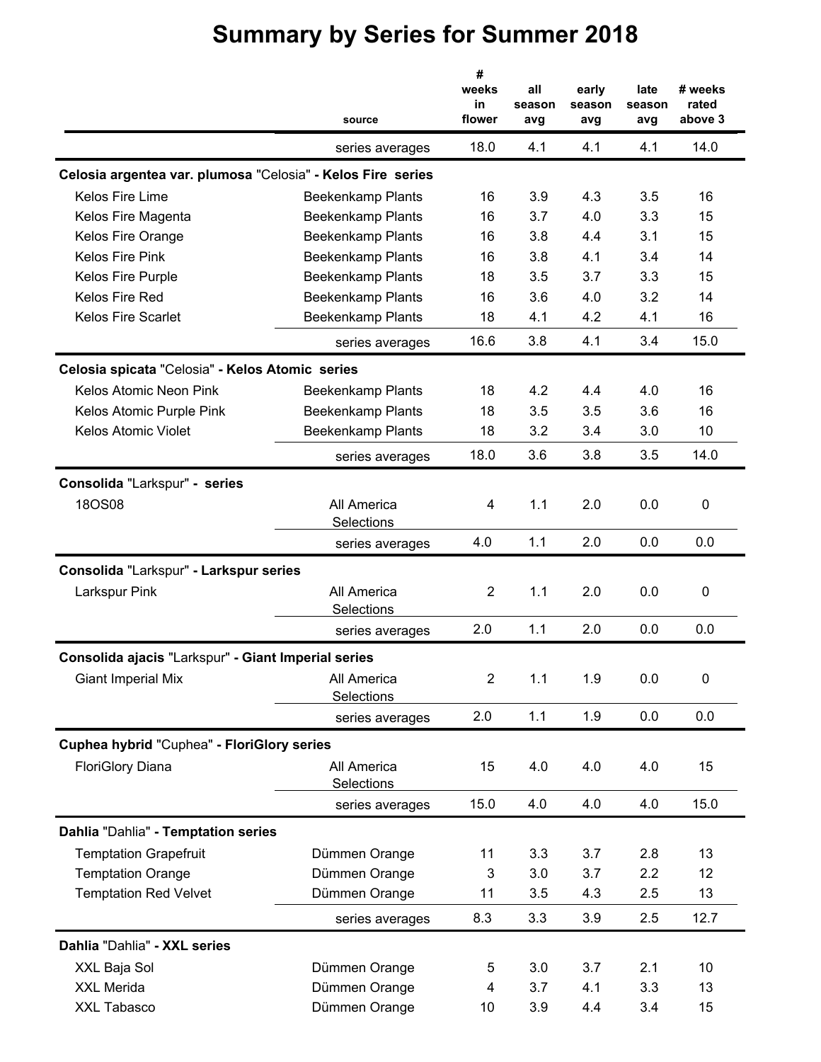# Summary by Series for Summer 2018

| | source | # weeks in flower | all season avg | early season avg | late season avg | # weeks rated above 3 |
|---|---|---|---|---|---|---|
| | series averages | 18.0 | 4.1 | 4.1 | 4.1 | 14.0 |
| **Celosia argentea var. plumosa** "Celosia" **- Kelos Fire series** | | | | | | |
| Kelos Fire Lime | Beekenkamp Plants | 16 | 3.9 | 4.3 | 3.5 | 16 |
| Kelos Fire Magenta | Beekenkamp Plants | 16 | 3.7 | 4.0 | 3.3 | 15 |
| Kelos Fire Orange | Beekenkamp Plants | 16 | 3.8 | 4.4 | 3.1 | 15 |
| Kelos Fire Pink | Beekenkamp Plants | 16 | 3.8 | 4.1 | 3.4 | 14 |
| Kelos Fire Purple | Beekenkamp Plants | 18 | 3.5 | 3.7 | 3.3 | 15 |
| Kelos Fire Red | Beekenkamp Plants | 16 | 3.6 | 4.0 | 3.2 | 14 |
| Kelos Fire Scarlet | Beekenkamp Plants | 18 | 4.1 | 4.2 | 4.1 | 16 |
| | series averages | 16.6 | 3.8 | 4.1 | 3.4 | 15.0 |
| **Celosia spicata** "Celosia" **- Kelos Atomic series** | | | | | | |
| Kelos Atomic Neon Pink | Beekenkamp Plants | 18 | 4.2 | 4.4 | 4.0 | 16 |
| Kelos Atomic Purple Pink | Beekenkamp Plants | 18 | 3.5 | 3.5 | 3.6 | 16 |
| Kelos Atomic Violet | Beekenkamp Plants | 18 | 3.2 | 3.4 | 3.0 | 10 |
| | series averages | 18.0 | 3.6 | 3.8 | 3.5 | 14.0 |
| **Consolida** "Larkspur" **- series** | | | | | | |
| 18OS08 | All America Selections | 4 | 1.1 | 2.0 | 0.0 | 0 |
| | series averages | 4.0 | 1.1 | 2.0 | 0.0 | 0.0 |
| **Consolida** "Larkspur" **- Larkspur series** | | | | | | |
| Larkspur Pink | All America Selections | 2 | 1.1 | 2.0 | 0.0 | 0 |
| | series averages | 2.0 | 1.1 | 2.0 | 0.0 | 0.0 |
| **Consolida ajacis** "Larkspur" **- Giant Imperial series** | | | | | | |
| Giant Imperial Mix | All America Selections | 2 | 1.1 | 1.9 | 0.0 | 0 |
| | series averages | 2.0 | 1.1 | 1.9 | 0.0 | 0.0 |
| **Cuphea hybrid** "Cuphea" **- FloriGlory series** | | | | | | |
| FloriGlory Diana | All America Selections | 15 | 4.0 | 4.0 | 4.0 | 15 |
| | series averages | 15.0 | 4.0 | 4.0 | 4.0 | 15.0 |
| **Dahlia** "Dahlia" **- Temptation series** | | | | | | |
| Temptation Grapefruit | Dümmen Orange | 11 | 3.3 | 3.7 | 2.8 | 13 |
| Temptation Orange | Dümmen Orange | 3 | 3.0 | 3.7 | 2.2 | 12 |
| Temptation Red Velvet | Dümmen Orange | 11 | 3.5 | 4.3 | 2.5 | 13 |
| | series averages | 8.3 | 3.3 | 3.9 | 2.5 | 12.7 |
| **Dahlia** "Dahlia" **- XXL series** | | | | | | |
| XXL Baja Sol | Dümmen Orange | 5 | 3.0 | 3.7 | 2.1 | 10 |
| XXL Merida | Dümmen Orange | 4 | 3.7 | 4.1 | 3.3 | 13 |
| XXL Tabasco | Dümmen Orange | 10 | 3.9 | 4.4 | 3.4 | 15 |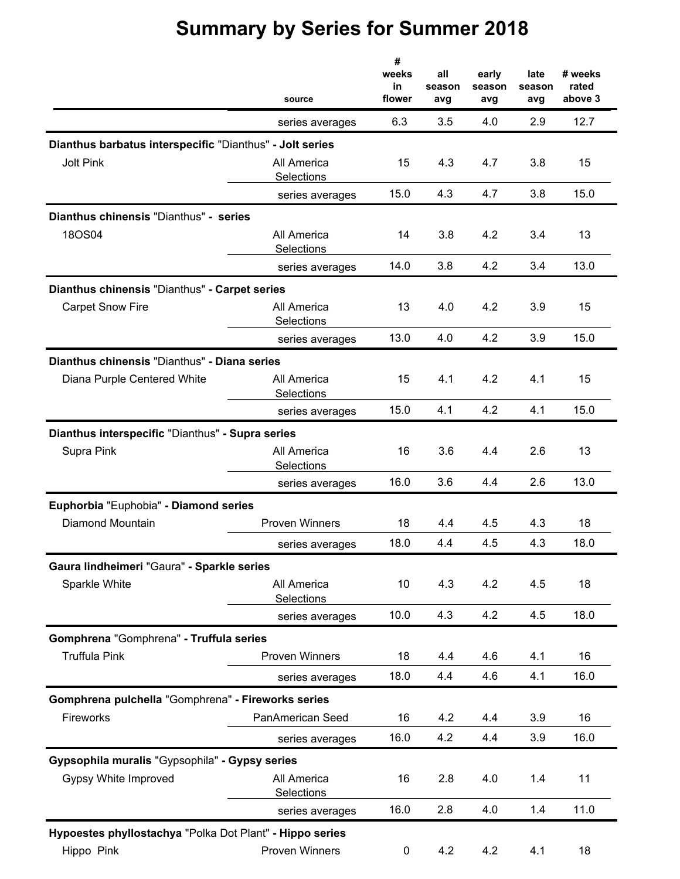# Summary by Series for Summer 2018

| | source | # weeks in flower | all season avg | early season avg | late season avg | # weeks rated above 3 |
|---|---|---|---|---|---|---|
| | series averages | 6.3 | 3.5 | 4.0 | 2.9 | 12.7 |
| **Dianthus barbatus interspecific** "Dianthus" **- Jolt series** | | | | | | |
| Jolt Pink | All America Selections | 15 | 4.3 | 4.7 | 3.8 | 15 |
| | series averages | 15.0 | 4.3 | 4.7 | 3.8 | 15.0 |
| **Dianthus chinensis** "Dianthus" **- series** | | | | | | |
| 18OS04 | All America Selections | 14 | 3.8 | 4.2 | 3.4 | 13 |
| | series averages | 14.0 | 3.8 | 4.2 | 3.4 | 13.0 |
| **Dianthus chinensis** "Dianthus" **- Carpet series** | | | | | | |
| Carpet Snow Fire | All America Selections | 13 | 4.0 | 4.2 | 3.9 | 15 |
| | series averages | 13.0 | 4.0 | 4.2 | 3.9 | 15.0 |
| **Dianthus chinensis** "Dianthus" **- Diana series** | | | | | | |
| Diana Purple Centered White | All America Selections | 15 | 4.1 | 4.2 | 4.1 | 15 |
| | series averages | 15.0 | 4.1 | 4.2 | 4.1 | 15.0 |
| **Dianthus interspecific** "Dianthus" **- Supra series** | | | | | | |
| Supra Pink | All America Selections | 16 | 3.6 | 4.4 | 2.6 | 13 |
| | series averages | 16.0 | 3.6 | 4.4 | 2.6 | 13.0 |
| **Euphorbia** "Euphobia" **- Diamond series** | | | | | | |
| Diamond Mountain | Proven Winners | 18 | 4.4 | 4.5 | 4.3 | 18 |
| | series averages | 18.0 | 4.4 | 4.5 | 4.3 | 18.0 |
| **Gaura lindheimeri** "Gaura" **- Sparkle series** | | | | | | |
| Sparkle White | All America Selections | 10 | 4.3 | 4.2 | 4.5 | 18 |
| | series averages | 10.0 | 4.3 | 4.2 | 4.5 | 18.0 |
| **Gomphrena** "Gomphrena" **- Truffula series** | | | | | | |
| Truffula Pink | Proven Winners | 18 | 4.4 | 4.6 | 4.1 | 16 |
| | series averages | 18.0 | 4.4 | 4.6 | 4.1 | 16.0 |
| **Gomphrena pulchella** "Gomphrena" **- Fireworks series** | | | | | | |
| Fireworks | PanAmerican Seed | 16 | 4.2 | 4.4 | 3.9 | 16 |
| | series averages | 16.0 | 4.2 | 4.4 | 3.9 | 16.0 |
| **Gypsophila muralis** "Gypsophila" **- Gypsy series** | | | | | | |
| Gypsy White Improved | All America Selections | 16 | 2.8 | 4.0 | 1.4 | 11 |
| | series averages | 16.0 | 2.8 | 4.0 | 1.4 | 11.0 |
| **Hypoestes phyllostachya** "Polka Dot Plant" **- Hippo series** | | | | | | |
| Hippo Pink | Proven Winners | 0 | 4.2 | 4.2 | 4.1 | 18 |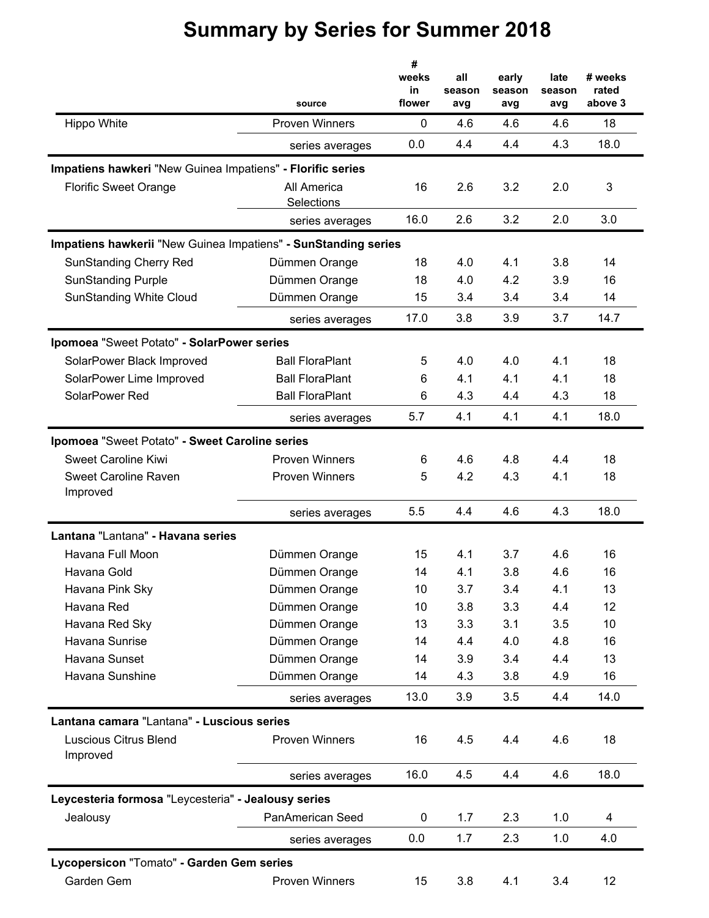# Summary by Series for Summer 2018

| | source | # weeks in flower | all season avg | early season avg | late season avg | # weeks rated above 3 |
|---|---|---|---|---|---|---|
| Hippo White | Proven Winners | 0 | 4.6 | 4.6 | 4.6 | 18 |
| | series averages | 0.0 | 4.4 | 4.4 | 4.3 | 18.0 |
| **Impatiens hawkeri** "New Guinea Impatiens" **- Florific series** | | | | | | |
| Florific Sweet Orange | All America Selections | 16 | 2.6 | 3.2 | 2.0 | 3 |
| | series averages | 16.0 | 2.6 | 3.2 | 2.0 | 3.0 |
| **Impatiens hawkerii** "New Guinea Impatiens" **- SunStanding series** | | | | | | |
| SunStanding Cherry Red | Dümmen Orange | 18 | 4.0 | 4.1 | 3.8 | 14 |
| SunStanding Purple | Dümmen Orange | 18 | 4.0 | 4.2 | 3.9 | 16 |
| SunStanding White Cloud | Dümmen Orange | 15 | 3.4 | 3.4 | 3.4 | 14 |
| | series averages | 17.0 | 3.8 | 3.9 | 3.7 | 14.7 |
| **Ipomoea** "Sweet Potato" **- SolarPower series** | | | | | | |
| SolarPower Black Improved | Ball FloraPlant | 5 | 4.0 | 4.0 | 4.1 | 18 |
| SolarPower Lime Improved | Ball FloraPlant | 6 | 4.1 | 4.1 | 4.1 | 18 |
| SolarPower Red | Ball FloraPlant | 6 | 4.3 | 4.4 | 4.3 | 18 |
| | series averages | 5.7 | 4.1 | 4.1 | 4.1 | 18.0 |
| **Ipomoea** "Sweet Potato" **- Sweet Caroline series** | | | | | | |
| Sweet Caroline Kiwi | Proven Winners | 6 | 4.6 | 4.8 | 4.4 | 18 |
| Sweet Caroline Raven Improved | Proven Winners | 5 | 4.2 | 4.3 | 4.1 | 18 |
| | series averages | 5.5 | 4.4 | 4.6 | 4.3 | 18.0 |
| **Lantana** "Lantana" **- Havana series** | | | | | | |
| Havana Full Moon | Dümmen Orange | 15 | 4.1 | 3.7 | 4.6 | 16 |
| Havana Gold | Dümmen Orange | 14 | 4.1 | 3.8 | 4.6 | 16 |
| Havana Pink Sky | Dümmen Orange | 10 | 3.7 | 3.4 | 4.1 | 13 |
| Havana Red | Dümmen Orange | 10 | 3.8 | 3.3 | 4.4 | 12 |
| Havana Red Sky | Dümmen Orange | 13 | 3.3 | 3.1 | 3.5 | 10 |
| Havana Sunrise | Dümmen Orange | 14 | 4.4 | 4.0 | 4.8 | 16 |
| Havana Sunset | Dümmen Orange | 14 | 3.9 | 3.4 | 4.4 | 13 |
| Havana Sunshine | Dümmen Orange | 14 | 4.3 | 3.8 | 4.9 | 16 |
| | series averages | 13.0 | 3.9 | 3.5 | 4.4 | 14.0 |
| **Lantana camara** "Lantana" **- Luscious series** | | | | | | |
| Luscious Citrus Blend Improved | Proven Winners | 16 | 4.5 | 4.4 | 4.6 | 18 |
| | series averages | 16.0 | 4.5 | 4.4 | 4.6 | 18.0 |
| **Leycesteria formosa** "Leycesteria" **- Jealousy series** | | | | | | |
| Jealousy | PanAmerican Seed | 0 | 1.7 | 2.3 | 1.0 | 4 |
| | series averages | 0.0 | 1.7 | 2.3 | 1.0 | 4.0 |
| **Lycopersicon** "Tomato" **- Garden Gem series** | | | | | | |
| Garden Gem | Proven Winners | 15 | 3.8 | 4.1 | 3.4 | 12 |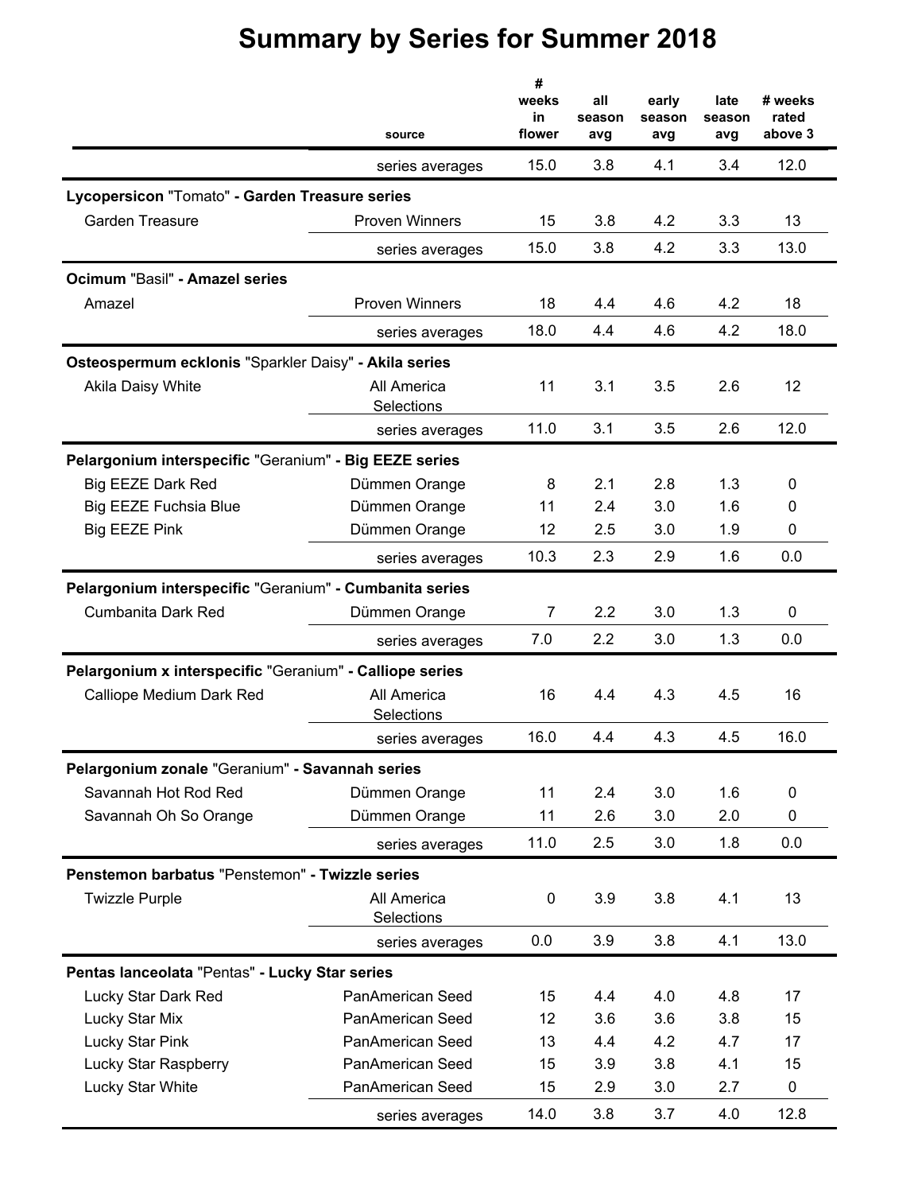# Summary by Series for Summer 2018

| | source | # weeks in flower | all season avg | early season avg | late season avg | # weeks rated above 3 |
|---|---|---|---|---|---|---|
| | series averages | 15.0 | 3.8 | 4.1 | 3.4 | 12.0 |
| **Lycopersicon** "Tomato" **- Garden Treasure series** | | | | | | |
| Garden Treasure | Proven Winners | 15 | 3.8 | 4.2 | 3.3 | 13 |
| | series averages | 15.0 | 3.8 | 4.2 | 3.3 | 13.0 |
| **Ocimum** "Basil" **- Amazel series** | | | | | | |
| Amazel | Proven Winners | 18 | 4.4 | 4.6 | 4.2 | 18 |
| | series averages | 18.0 | 4.4 | 4.6 | 4.2 | 18.0 |
| **Osteospermum ecklonis** "Sparkler Daisy" **- Akila series** | | | | | | |
| Akila Daisy White | All America Selections | 11 | 3.1 | 3.5 | 2.6 | 12 |
| | series averages | 11.0 | 3.1 | 3.5 | 2.6 | 12.0 |
| **Pelargonium interspecific** "Geranium" **- Big EEZE series** | | | | | | |
| Big EEZE Dark Red | Dümmen Orange | 8 | 2.1 | 2.8 | 1.3 | 0 |
| Big EEZE Fuchsia Blue | Dümmen Orange | 11 | 2.4 | 3.0 | 1.6 | 0 |
| Big EEZE Pink | Dümmen Orange | 12 | 2.5 | 3.0 | 1.9 | 0 |
| | series averages | 10.3 | 2.3 | 2.9 | 1.6 | 0.0 |
| **Pelargonium interspecific** "Geranium" **- Cumbanita series** | | | | | | |
| Cumbanita Dark Red | Dümmen Orange | 7 | 2.2 | 3.0 | 1.3 | 0 |
| | series averages | 7.0 | 2.2 | 3.0 | 1.3 | 0.0 |
| **Pelargonium x interspecific** "Geranium" **- Calliope series** | | | | | | |
| Calliope Medium Dark Red | All America Selections | 16 | 4.4 | 4.3 | 4.5 | 16 |
| | series averages | 16.0 | 4.4 | 4.3 | 4.5 | 16.0 |
| **Pelargonium zonale** "Geranium" **- Savannah series** | | | | | | |
| Savannah Hot Rod Red | Dümmen Orange | 11 | 2.4 | 3.0 | 1.6 | 0 |
| Savannah Oh So Orange | Dümmen Orange | 11 | 2.6 | 3.0 | 2.0 | 0 |
| | series averages | 11.0 | 2.5 | 3.0 | 1.8 | 0.0 |
| **Penstemon barbatus** "Penstemon" **- Twizzle series** | | | | | | |
| Twizzle Purple | All America Selections | 0 | 3.9 | 3.8 | 4.1 | 13 |
| | series averages | 0.0 | 3.9 | 3.8 | 4.1 | 13.0 |
| **Pentas lanceolata** "Pentas" **- Lucky Star series** | | | | | | |
| Lucky Star Dark Red | PanAmerican Seed | 15 | 4.4 | 4.0 | 4.8 | 17 |
| Lucky Star Mix | PanAmerican Seed | 12 | 3.6 | 3.6 | 3.8 | 15 |
| Lucky Star Pink | PanAmerican Seed | 13 | 4.4 | 4.2 | 4.7 | 17 |
| Lucky Star Raspberry | PanAmerican Seed | 15 | 3.9 | 3.8 | 4.1 | 15 |
| Lucky Star White | PanAmerican Seed | 15 | 2.9 | 3.0 | 2.7 | 0 |
| | series averages | 14.0 | 3.8 | 3.7 | 4.0 | 12.8 |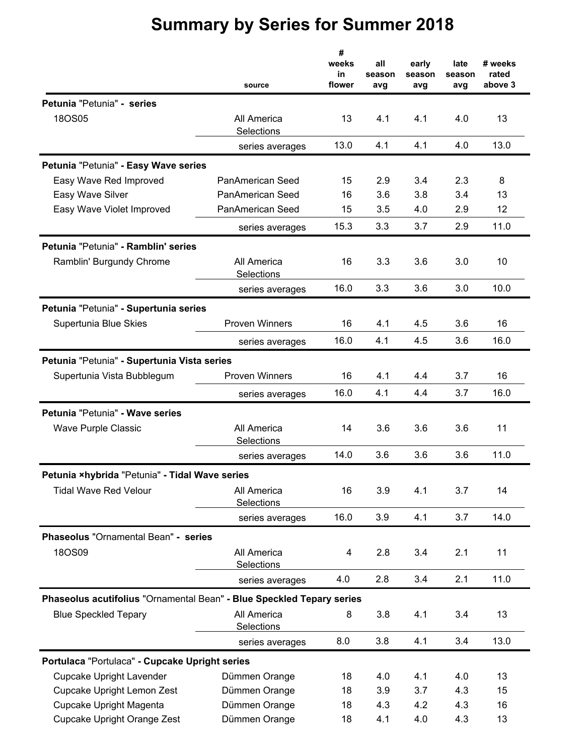# Summary by Series for Summer 2018

| | source | # weeks in flower | all season avg | early season avg | late season avg | # weeks rated above 3 |
|---|---|---|---|---|---|---|
| **Petunia** "Petunia" **- series** | | | | | | |
| 18OS05 | All America Selections | 13 | 4.1 | 4.1 | 4.0 | 13 |
| | series averages | 13.0 | 4.1 | 4.1 | 4.0 | 13.0 |
| **Petunia** "Petunia" **- Easy Wave series** | | | | | | |
| Easy Wave Red Improved | PanAmerican Seed | 15 | 2.9 | 3.4 | 2.3 | 8 |
| Easy Wave Silver | PanAmerican Seed | 16 | 3.6 | 3.8 | 3.4 | 13 |
| Easy Wave Violet Improved | PanAmerican Seed | 15 | 3.5 | 4.0 | 2.9 | 12 |
| | series averages | 15.3 | 3.3 | 3.7 | 2.9 | 11.0 |
| **Petunia** "Petunia" **- Ramblin' series** | | | | | | |
| Ramblin' Burgundy Chrome | All America Selections | 16 | 3.3 | 3.6 | 3.0 | 10 |
| | series averages | 16.0 | 3.3 | 3.6 | 3.0 | 10.0 |
| **Petunia** "Petunia" **- Supertunia series** | | | | | | |
| Supertunia Blue Skies | Proven Winners | 16 | 4.1 | 4.5 | 3.6 | 16 |
| | series averages | 16.0 | 4.1 | 4.5 | 3.6 | 16.0 |
| **Petunia** "Petunia" **- Supertunia Vista series** | | | | | | |
| Supertunia Vista Bubblegum | Proven Winners | 16 | 4.1 | 4.4 | 3.7 | 16 |
| | series averages | 16.0 | 4.1 | 4.4 | 3.7 | 16.0 |
| **Petunia** "Petunia" **- Wave series** | | | | | | |
| Wave Purple Classic | All America Selections | 14 | 3.6 | 3.6 | 3.6 | 11 |
| | series averages | 14.0 | 3.6 | 3.6 | 3.6 | 11.0 |
| **Petunia ×hybrida** "Petunia" **- Tidal Wave series** | | | | | | |
| Tidal Wave Red Velour | All America Selections | 16 | 3.9 | 4.1 | 3.7 | 14 |
| | series averages | 16.0 | 3.9 | 4.1 | 3.7 | 14.0 |
| **Phaseolus** "Ornamental Bean" **- series** | | | | | | |
| 18OS09 | All America Selections | 4 | 2.8 | 3.4 | 2.1 | 11 |
| | series averages | 4.0 | 2.8 | 3.4 | 2.1 | 11.0 |
| **Phaseolus acutifolius** "Ornamental Bean" **- Blue Speckled Tepary series** | | | | | | |
| Blue Speckled Tepary | All America Selections | 8 | 3.8 | 4.1 | 3.4 | 13 |
| | series averages | 8.0 | 3.8 | 4.1 | 3.4 | 13.0 |
| **Portulaca** "Portulaca" **- Cupcake Upright series** | | | | | | |
| Cupcake Upright Lavender | Dümmen Orange | 18 | 4.0 | 4.1 | 4.0 | 13 |
| Cupcake Upright Lemon Zest | Dümmen Orange | 18 | 3.9 | 3.7 | 4.3 | 15 |
| Cupcake Upright Magenta | Dümmen Orange | 18 | 4.3 | 4.2 | 4.3 | 16 |
| Cupcake Upright Orange Zest | Dümmen Orange | 18 | 4.1 | 4.0 | 4.3 | 13 |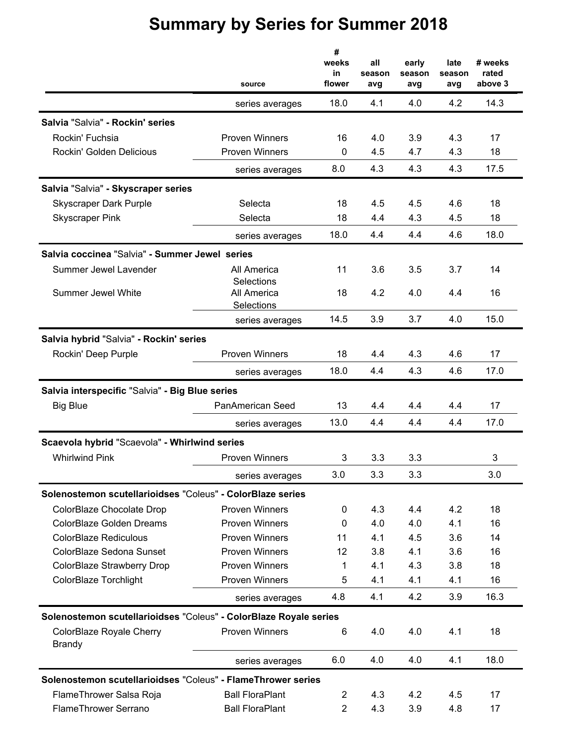# Summary by Series for Summer 2018

| | source | # weeks in flower | all season avg | early season avg | late season avg | # weeks rated above 3 |
|---|---|---|---|---|---|---|
| | series averages | 18.0 | 4.1 | 4.0 | 4.2 | 14.3 |
| **Salvia** "Salvia" **- Rockin' series** | | | | | | |
| Rockin' Fuchsia | Proven Winners | 16 | 4.0 | 3.9 | 4.3 | 17 |
| Rockin' Golden Delicious | Proven Winners | 0 | 4.5 | 4.7 | 4.3 | 18 |
| | series averages | 8.0 | 4.3 | 4.3 | 4.3 | 17.5 |
| **Salvia** "Salvia" **- Skyscraper series** | | | | | | |
| Skyscraper Dark Purple | Selecta | 18 | 4.5 | 4.5 | 4.6 | 18 |
| Skyscraper Pink | Selecta | 18 | 4.4 | 4.3 | 4.5 | 18 |
| | series averages | 18.0 | 4.4 | 4.4 | 4.6 | 18.0 |
| **Salvia coccinea** "Salvia" **- Summer Jewel series** | | | | | | |
| Summer Jewel Lavender | All America Selections | 11 | 3.6 | 3.5 | 3.7 | 14 |
| Summer Jewel White | All America Selections | 18 | 4.2 | 4.0 | 4.4 | 16 |
| | series averages | 14.5 | 3.9 | 3.7 | 4.0 | 15.0 |
| **Salvia hybrid** "Salvia" **- Rockin' series** | | | | | | |
| Rockin' Deep Purple | Proven Winners | 18 | 4.4 | 4.3 | 4.6 | 17 |
| | series averages | 18.0 | 4.4 | 4.3 | 4.6 | 17.0 |
| **Salvia interspecific** "Salvia" **- Big Blue series** | | | | | | |
| Big Blue | PanAmerican Seed | 13 | 4.4 | 4.4 | 4.4 | 17 |
| | series averages | 13.0 | 4.4 | 4.4 | 4.4 | 17.0 |
| **Scaevola hybrid** "Scaevola" **- Whirlwind series** | | | | | | |
| Whirlwind Pink | Proven Winners | 3 | 3.3 | 3.3 | | 3 |
| | series averages | 3.0 | 3.3 | 3.3 | | 3.0 |
| **Solenostemon scutellarioidses** "Coleus" **- ColorBlaze series** | | | | | | |
| ColorBlaze Chocolate Drop | Proven Winners | 0 | 4.3 | 4.4 | 4.2 | 18 |
| ColorBlaze Golden Dreams | Proven Winners | 0 | 4.0 | 4.0 | 4.1 | 16 |
| ColorBlaze Rediculous | Proven Winners | 11 | 4.1 | 4.5 | 3.6 | 14 |
| ColorBlaze Sedona Sunset | Proven Winners | 12 | 3.8 | 4.1 | 3.6 | 16 |
| ColorBlaze Strawberry Drop | Proven Winners | 1 | 4.1 | 4.3 | 3.8 | 18 |
| ColorBlaze Torchlight | Proven Winners | 5 | 4.1 | 4.1 | 4.1 | 16 |
| | series averages | 4.8 | 4.1 | 4.2 | 3.9 | 16.3 |
| **Solenostemon scutellarioidses** "Coleus" **- ColorBlaze Royale series** | | | | | | |
| ColorBlaze Royale Cherry Brandy | Proven Winners | 6 | 4.0 | 4.0 | 4.1 | 18 |
| | series averages | 6.0 | 4.0 | 4.0 | 4.1 | 18.0 |
| **Solenostemon scutellarioidses** "Coleus" **- FlameThrower series** | | | | | | |
| FlameThrower Salsa Roja | Ball FloraPlant | 2 | 4.3 | 4.2 | 4.5 | 17 |
| FlameThrower Serrano | Ball FloraPlant | 2 | 4.3 | 3.9 | 4.8 | 17 |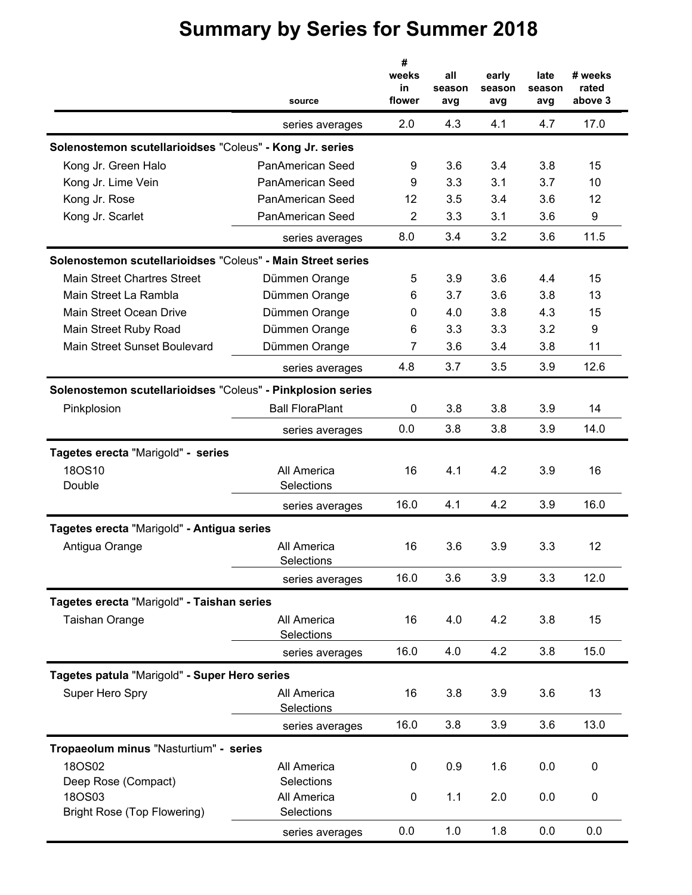# Summary by Series for Summer 2018

| | source | # weeks in flower | all season avg | early season avg | late season avg | # weeks rated above 3 |
|---|---|---|---|---|---|---|
| | series averages | 2.0 | 4.3 | 4.1 | 4.7 | 17.0 |
| **Solenostemon scutellarioidses** "Coleus" **- Kong Jr. series** | | | | | | |
| Kong Jr. Green Halo | PanAmerican Seed | 9 | 3.6 | 3.4 | 3.8 | 15 |
| Kong Jr. Lime Vein | PanAmerican Seed | 9 | 3.3 | 3.1 | 3.7 | 10 |
| Kong Jr. Rose | PanAmerican Seed | 12 | 3.5 | 3.4 | 3.6 | 12 |
| Kong Jr. Scarlet | PanAmerican Seed | 2 | 3.3 | 3.1 | 3.6 | 9 |
| | series averages | 8.0 | 3.4 | 3.2 | 3.6 | 11.5 |
| **Solenostemon scutellarioidses** "Coleus" **- Main Street series** | | | | | | |
| Main Street Chartres Street | Dümmen Orange | 5 | 3.9 | 3.6 | 4.4 | 15 |
| Main Street La Rambla | Dümmen Orange | 6 | 3.7 | 3.6 | 3.8 | 13 |
| Main Street Ocean Drive | Dümmen Orange | 0 | 4.0 | 3.8 | 4.3 | 15 |
| Main Street Ruby Road | Dümmen Orange | 6 | 3.3 | 3.3 | 3.2 | 9 |
| Main Street Sunset Boulevard | Dümmen Orange | 7 | 3.6 | 3.4 | 3.8 | 11 |
| | series averages | 4.8 | 3.7 | 3.5 | 3.9 | 12.6 |
| **Solenostemon scutellarioidses** "Coleus" **- Pinkplosion series** | | | | | | |
| Pinkplosion | Ball FloraPlant | 0 | 3.8 | 3.8 | 3.9 | 14 |
| | series averages | 0.0 | 3.8 | 3.8 | 3.9 | 14.0 |
| **Tagetes erecta** "Marigold" **- series** | | | | | | |
| 18OS10 Double | All America Selections | 16 | 4.1 | 4.2 | 3.9 | 16 |
| | series averages | 16.0 | 4.1 | 4.2 | 3.9 | 16.0 |
| **Tagetes erecta** "Marigold" **- Antigua series** | | | | | | |
| Antigua Orange | All America Selections | 16 | 3.6 | 3.9 | 3.3 | 12 |
| | series averages | 16.0 | 3.6 | 3.9 | 3.3 | 12.0 |
| **Tagetes erecta** "Marigold" **- Taishan series** | | | | | | |
| Taishan Orange | All America Selections | 16 | 4.0 | 4.2 | 3.8 | 15 |
| | series averages | 16.0 | 4.0 | 4.2 | 3.8 | 15.0 |
| **Tagetes patula** "Marigold" **- Super Hero series** | | | | | | |
| Super Hero Spry | All America Selections | 16 | 3.8 | 3.9 | 3.6 | 13 |
| | series averages | 16.0 | 3.8 | 3.9 | 3.6 | 13.0 |
| **Tropaeolum minus** "Nasturtium" **- series** | | | | | | |
| 18OS02 Deep Rose (Compact) | All America Selections | 0 | 0.9 | 1.6 | 0.0 | 0 |
| 18OS03 Bright Rose (Top Flowering) | All America Selections | 0 | 1.1 | 2.0 | 0.0 | 0 |
| | series averages | 0.0 | 1.0 | 1.8 | 0.0 | 0.0 |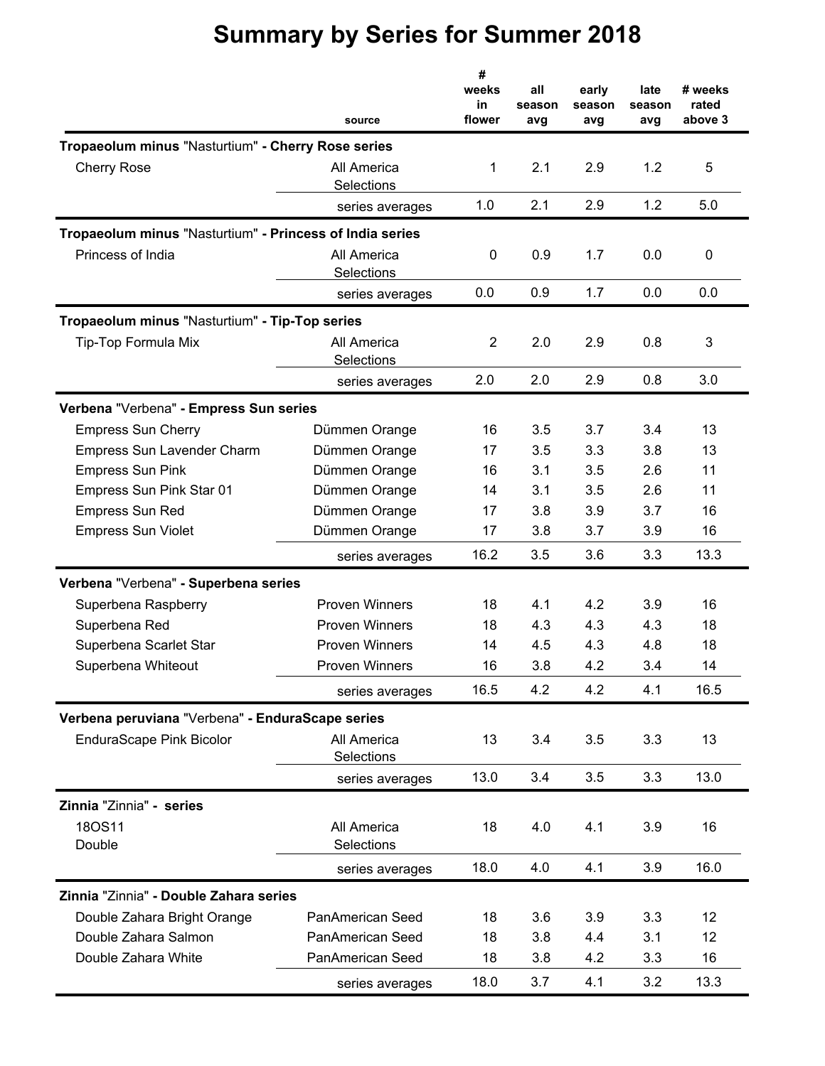# Summary by Series for Summer 2018

| | source | # weeks in flower | all season avg | early season avg | late season avg | # weeks rated above 3 |
|---|---|---|---|---|---|---|
| **Tropaeolum minus** "Nasturtium" **- Cherry Rose series** | | | | | | |
| Cherry Rose | All America Selections | 1 | 2.1 | 2.9 | 1.2 | 5 |
| | series averages | 1.0 | 2.1 | 2.9 | 1.2 | 5.0 |
| **Tropaeolum minus** "Nasturtium" **- Princess of India series** | | | | | | |
| Princess of India | All America Selections | 0 | 0.9 | 1.7 | 0.0 | 0 |
| | series averages | 0.0 | 0.9 | 1.7 | 0.0 | 0.0 |
| **Tropaeolum minus** "Nasturtium" **- Tip-Top series** | | | | | | |
| Tip-Top Formula Mix | All America Selections | 2 | 2.0 | 2.9 | 0.8 | 3 |
| | series averages | 2.0 | 2.0 | 2.9 | 0.8 | 3.0 |
| **Verbena** "Verbena" **- Empress Sun series** | | | | | | |
| Empress Sun Cherry | Dümmen Orange | 16 | 3.5 | 3.7 | 3.4 | 13 |
| Empress Sun Lavender Charm | Dümmen Orange | 17 | 3.5 | 3.3 | 3.8 | 13 |
| Empress Sun Pink | Dümmen Orange | 16 | 3.1 | 3.5 | 2.6 | 11 |
| Empress Sun Pink Star 01 | Dümmen Orange | 14 | 3.1 | 3.5 | 2.6 | 11 |
| Empress Sun Red | Dümmen Orange | 17 | 3.8 | 3.9 | 3.7 | 16 |
| Empress Sun Violet | Dümmen Orange | 17 | 3.8 | 3.7 | 3.9 | 16 |
| | series averages | 16.2 | 3.5 | 3.6 | 3.3 | 13.3 |
| **Verbena** "Verbena" **- Superbena series** | | | | | | |
| Superbena Raspberry | Proven Winners | 18 | 4.1 | 4.2 | 3.9 | 16 |
| Superbena Red | Proven Winners | 18 | 4.3 | 4.3 | 4.3 | 18 |
| Superbena Scarlet Star | Proven Winners | 14 | 4.5 | 4.3 | 4.8 | 18 |
| Superbena Whiteout | Proven Winners | 16 | 3.8 | 4.2 | 3.4 | 14 |
| | series averages | 16.5 | 4.2 | 4.2 | 4.1 | 16.5 |
| **Verbena peruviana** "Verbena" **- EnduraScape series** | | | | | | |
| EnduraScape Pink Bicolor | All America Selections | 13 | 3.4 | 3.5 | 3.3 | 13 |
| | series averages | 13.0 | 3.4 | 3.5 | 3.3 | 13.0 |
| **Zinnia** "Zinnia" **- series** | | | | | | |
| 18OS11 Double | All America Selections | 18 | 4.0 | 4.1 | 3.9 | 16 |
| | series averages | 18.0 | 4.0 | 4.1 | 3.9 | 16.0 |
| **Zinnia** "Zinnia" **- Double Zahara series** | | | | | | |
| Double Zahara Bright Orange | PanAmerican Seed | 18 | 3.6 | 3.9 | 3.3 | 12 |
| Double Zahara Salmon | PanAmerican Seed | 18 | 3.8 | 4.4 | 3.1 | 12 |
| Double Zahara White | PanAmerican Seed | 18 | 3.8 | 4.2 | 3.3 | 16 |
| | series averages | 18.0 | 3.7 | 4.1 | 3.2 | 13.3 |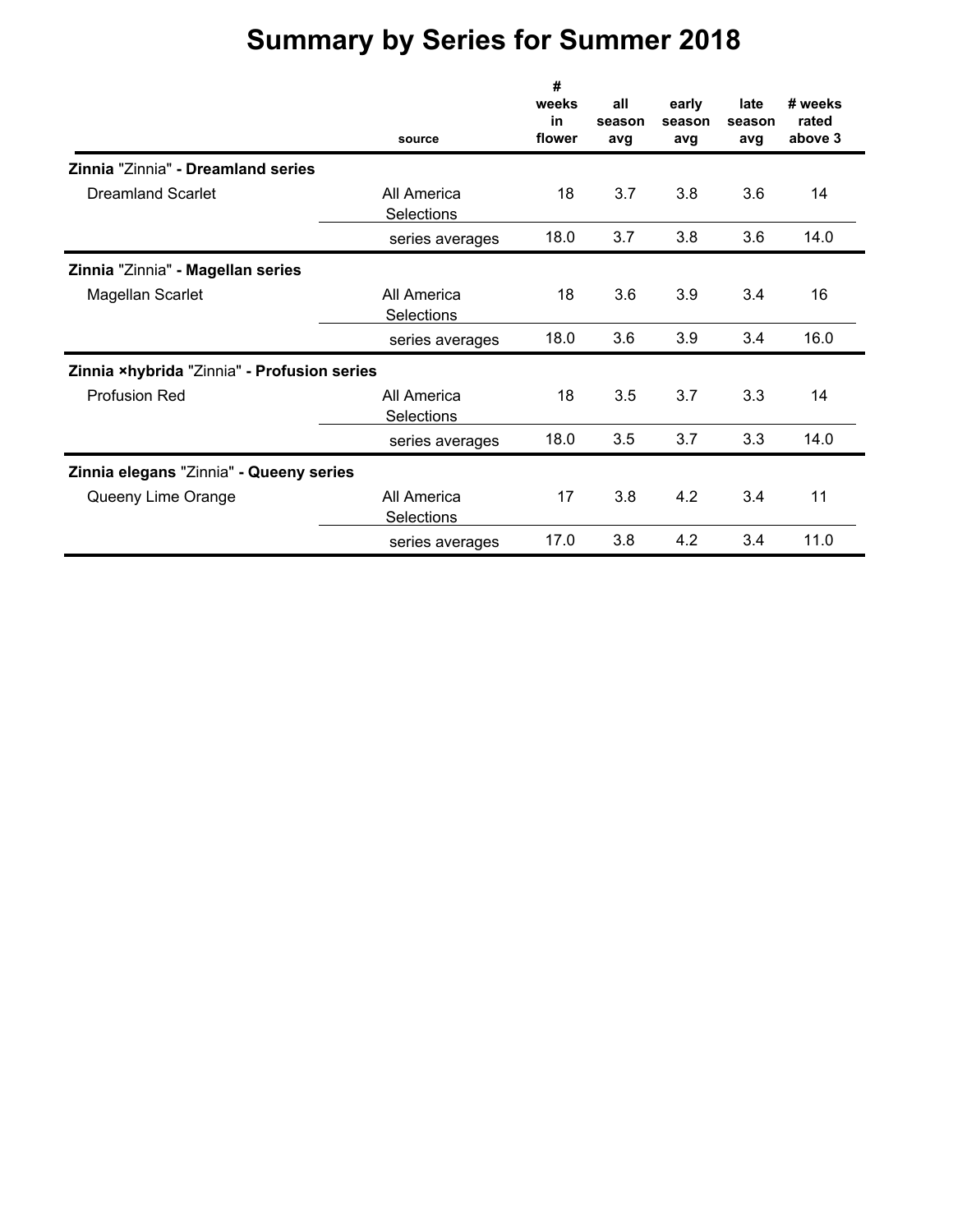# Summary by Series for Summer 2018

| | source | # weeks in flower | all season avg | early season avg | late season avg | # weeks rated above 3 |
|---|---|---|---|---|---|---|
| **Zinnia** "Zinnia" **- Dreamland series** | | | | | | |
| Dreamland Scarlet | All America Selections | 18 | 3.7 | 3.8 | 3.6 | 14 |
| | series averages | 18.0 | 3.7 | 3.8 | 3.6 | 14.0 |
| **Zinnia** "Zinnia" **- Magellan series** | | | | | | |
| Magellan Scarlet | All America Selections | 18 | 3.6 | 3.9 | 3.4 | 16 |
| | series averages | 18.0 | 3.6 | 3.9 | 3.4 | 16.0 |
| **Zinnia ×hybrida** "Zinnia" **- Profusion series** | | | | | | |
| Profusion Red | All America Selections | 18 | 3.5 | 3.7 | 3.3 | 14 |
| | series averages | 18.0 | 3.5 | 3.7 | 3.3 | 14.0 |
| **Zinnia elegans** "Zinnia" **- Queeny series** | | | | | | |
| Queeny Lime Orange | All America Selections | 17 | 3.8 | 4.2 | 3.4 | 11 |
| | series averages | 17.0 | 3.8 | 4.2 | 3.4 | 11.0 |